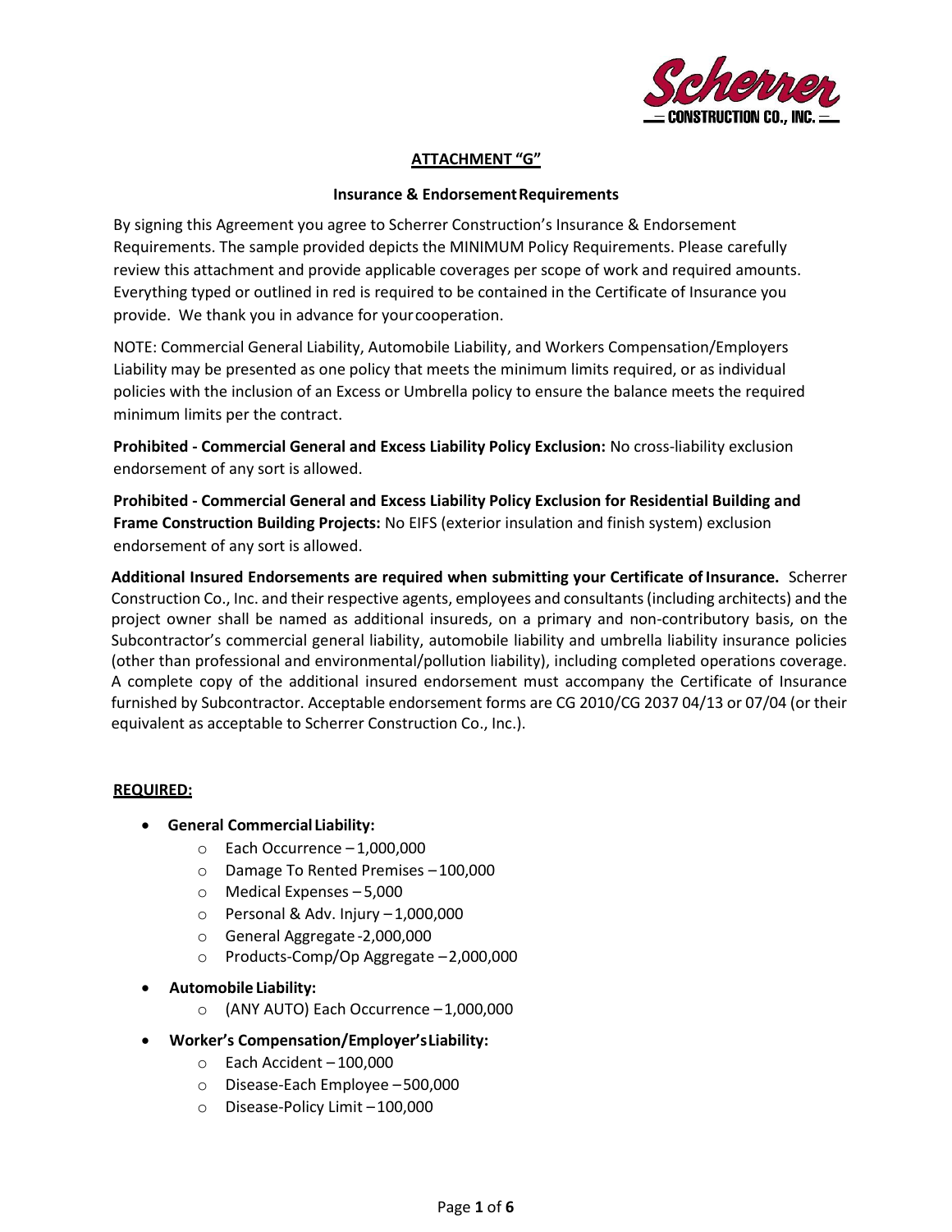## ATTACHMENT "G"

### Insurance & Endorsement Requirements

By signing this Agreement you agree to Scherrer Construction's Insurance & Endorsement Requirements. The sample provided depicts the MINIMUM Policy Requirements. Please carefully review this attachment and provide applicable coverages per scope of work and required amounts. Everything typed or outlined in red is required to be contained in the Certificate of Insurance you provide. We thank you in advance for your cooperation.

NOTE: Commercial General Liability, Automobile Liability, and Workers Compensation/Employers Liability may be presented as one policy that meets the minimum limits required, or as individual policies with the inclusion of an Excess or Umbrella policy to ensure the balance meets the required minimum limits per the contract.

**Prohibited - Commercial General and Excess Liability Policy Exclusion:** No cross-liability exclusion endorsement of any sort is allowed.

**Prohibited - Commercial General and Excess Liability Policy Exclusion for Residential Building and Frame Construction Building Projects:** No EIFS (exterior insulation and finish system) exclusion endorsement of any sort is allowed.

**Additional Insured Endorsements are required when submitting your Certificate of Insurance.** Scherrer Construction Co., Inc. and their respective agents, employees and consultants (including architects) and the project owner shall be named as additional insureds, on a primary and non-contributory basis, on the Subcontractor's commercial general liability, automobile liability and umbrella liability insurance policies (other than professional and environmental/pollution liability), including completed operations coverage. A complete copy of the additional insured endorsement must accompany the Certificate of Insurance furnished by Subcontractor. Acceptable endorsement forms are CG 2010/CG 2037 04/13 or 07/04 (or their equivalent as acceptable to Scherrer Construction Co., Inc.).

**REQUIRED:**

- **General Commercial Liability:**
  - Each Occurrence – 1,000,000
  - Damage To Rented Premises – 100,000
  - Medical Expenses – 5,000
  - Personal & Adv. Injury – 1,000,000
  - General Aggregate -2,000,000
  - Products-Comp/Op Aggregate – 2,000,000
- **Automobile Liability:**
  - (ANY AUTO) Each Occurrence – 1,000,000
- **Worker's Compensation/Employer's Liability:**
  - Each Accident – 100,000
  - Disease-Each Employee – 500,000
  - Disease-Policy Limit – 100,000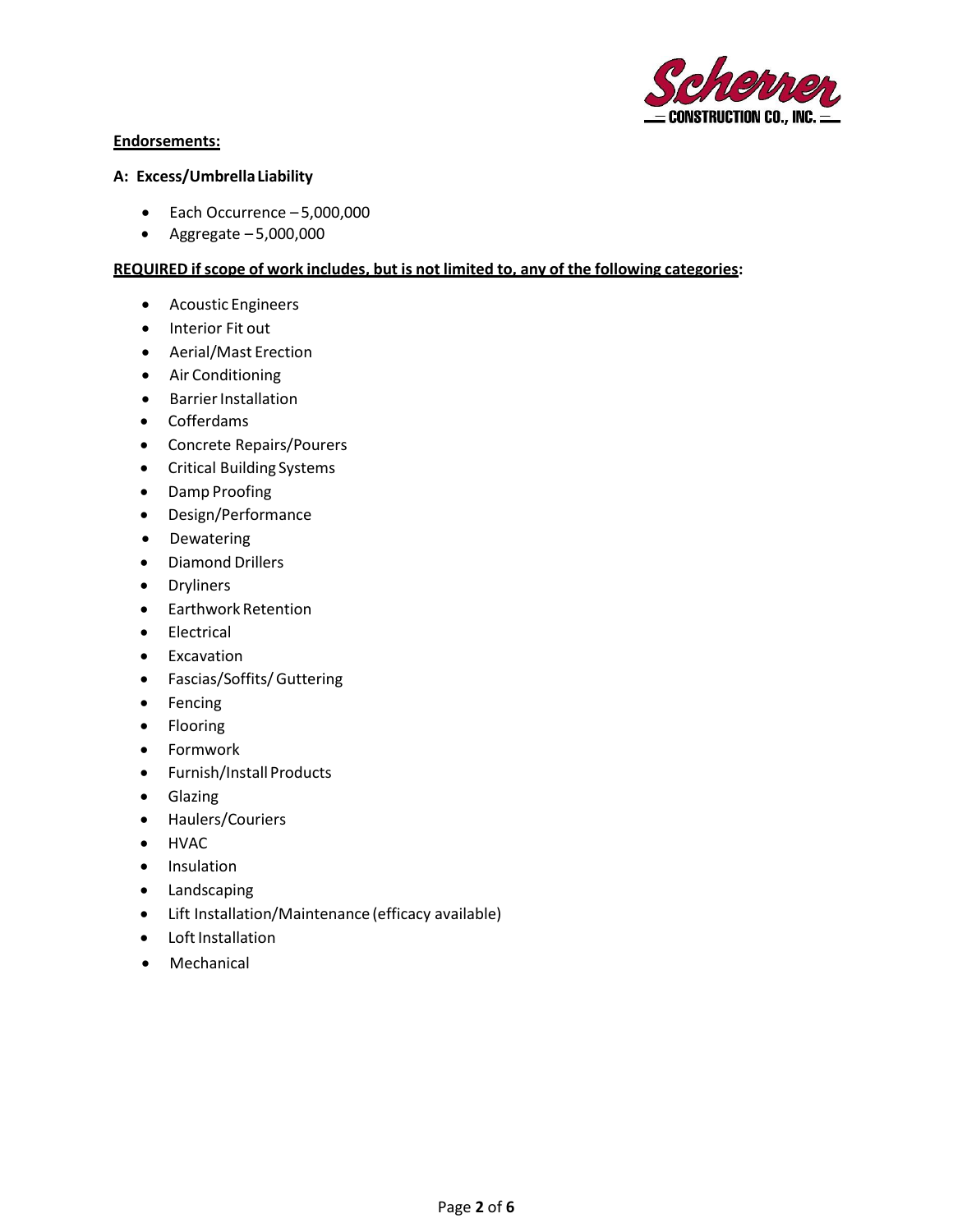**Endorsements:**

**A: Excess/Umbrella Liability**

- Each Occurrence – 5,000,000
- Aggregate – 5,000,000

**REQUIRED if scope of work includes, but is not limited to, any of the following categories:**

- Acoustic Engineers
- Interior Fit out
- Aerial/Mast Erection
- Air Conditioning
- Barrier Installation
- Cofferdams
- Concrete Repairs/Pourers
- Critical Building Systems
- Damp Proofing
- Design/Performance
- Dewatering
- Diamond Drillers
- Dryliners
- Earthwork Retention
- Electrical
- Excavation
- Fascias/Soffits/ Guttering
- Fencing
- Flooring
- Formwork
- Furnish/Install Products
- Glazing
- Haulers/Couriers
- HVAC
- Insulation
- Landscaping
- Lift Installation/Maintenance (efficacy available)
- Loft Installation
- Mechanical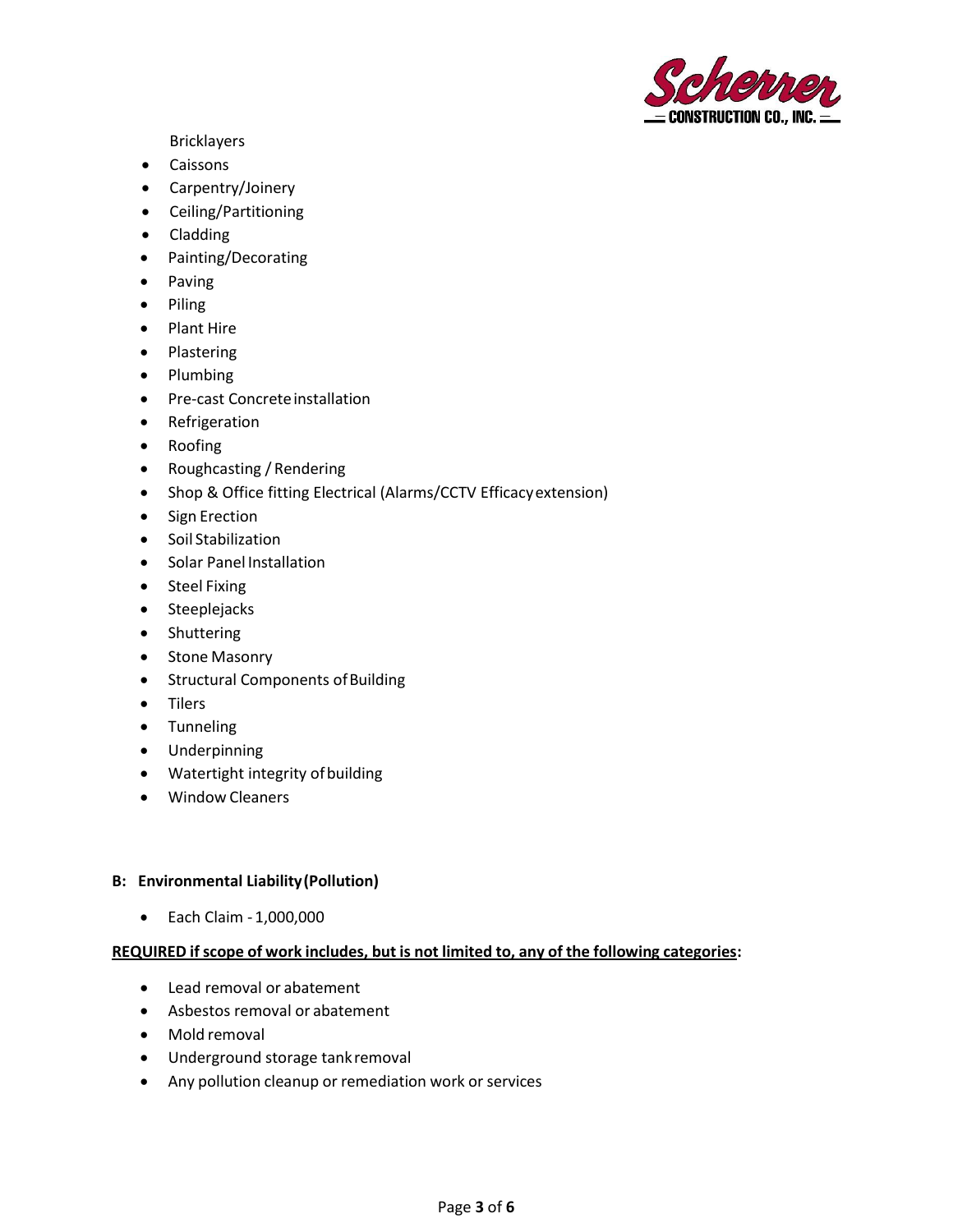- Bricklayers
- Caissons
- Carpentry/Joinery
- Ceiling/Partitioning
- Cladding
- Painting/Decorating
- Paving
- Piling
- Plant Hire
- Plastering
- Plumbing
- Pre-cast Concrete installation
- Refrigeration
- Roofing
- Roughcasting / Rendering
- Shop & Office fitting Electrical (Alarms/CCTV Efficacy extension)
- Sign Erection
- Soil Stabilization
- Solar Panel Installation
- Steel Fixing
- Steeplejacks
- Shuttering
- Stone Masonry
- Structural Components of Building
- Tilers
- Tunneling
- Underpinning
- Watertight integrity of building
- Window Cleaners

**B: Environmental Liability (Pollution)**

- Each Claim - 1,000,000

**REQUIRED if scope of work includes, but is not limited to, any of the following categories:**

- Lead removal or abatement
- Asbestos removal or abatement
- Mold removal
- Underground storage tank removal
- Any pollution cleanup or remediation work or services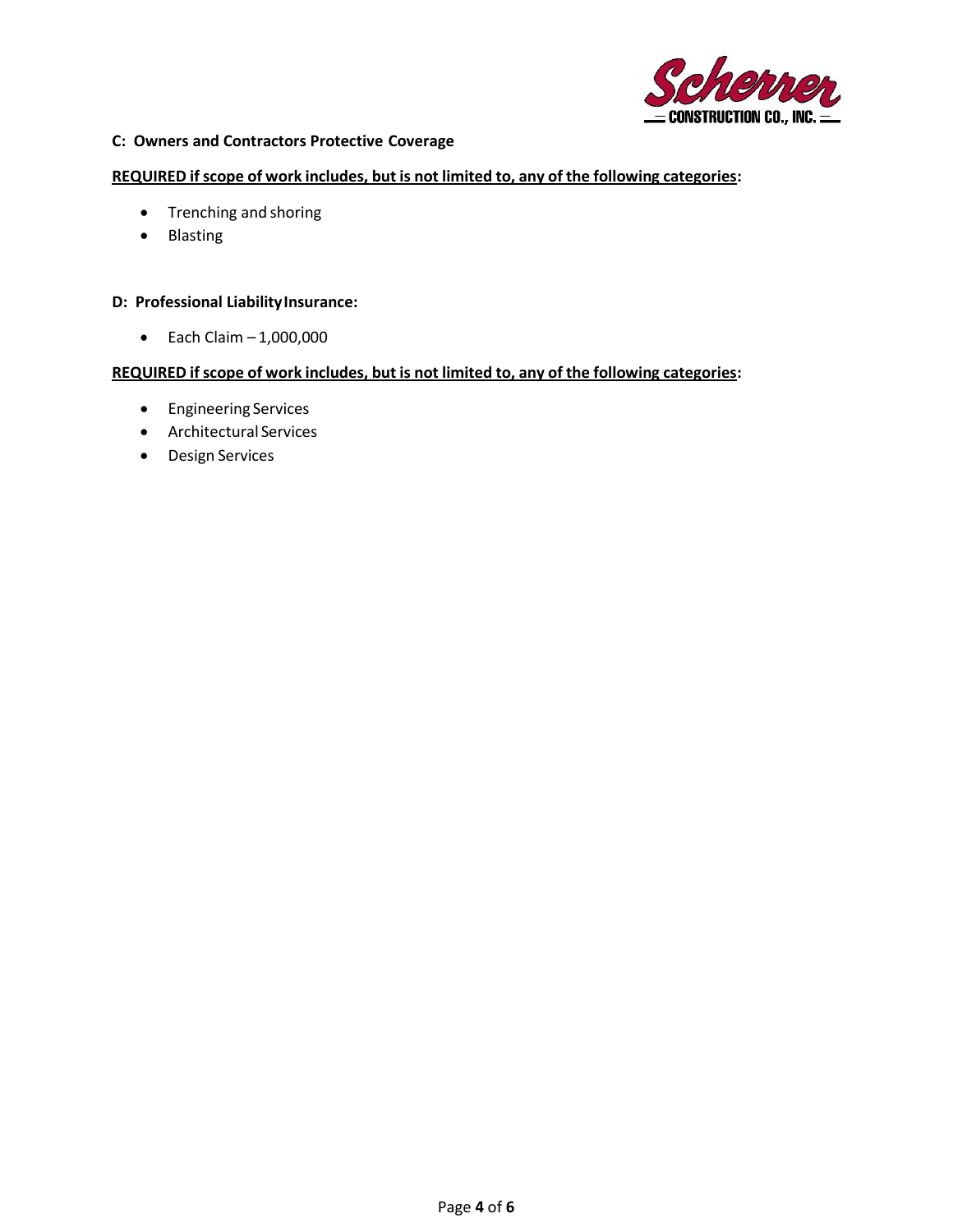**C: Owners and Contractors Protective Coverage**

**REQUIRED if scope of work includes, but is not limited to, any of the following categories:**

- Trenching and shoring
- Blasting

**D: Professional Liability Insurance:**

- Each Claim – 1,000,000

**REQUIRED if scope of work includes, but is not limited to, any of the following categories:**

- Engineering Services
- Architectural Services
- Design Services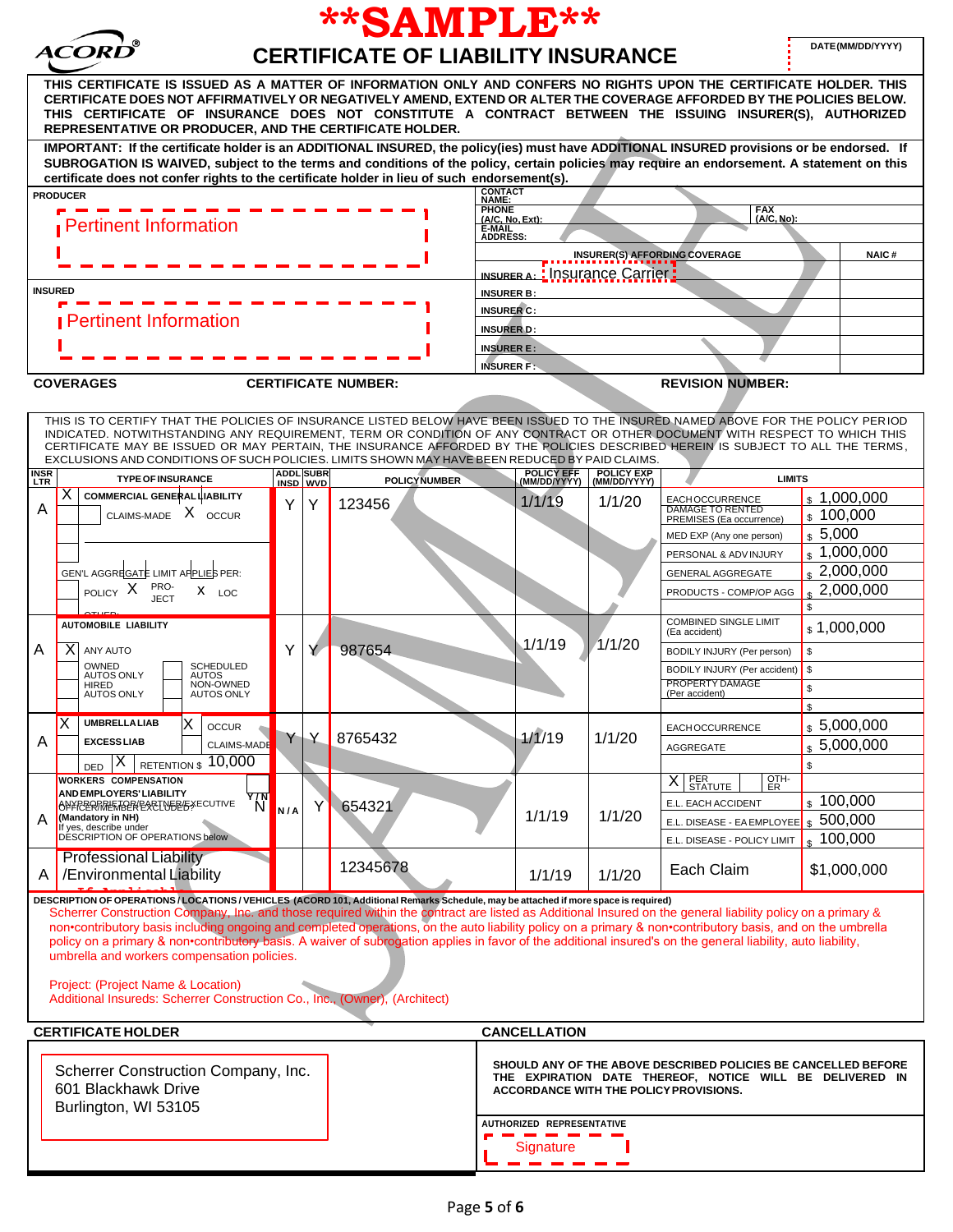# **SAMPLE**

## CERTIFICATE OF LIABILITY INSURANCE

ACORD®

DATE (MM/DD/YYYY)

**THIS CERTIFICATE IS ISSUED AS A MATTER OF INFORMATION ONLY AND CONFERS NO RIGHTS UPON THE CERTIFICATE HOLDER. THIS CERTIFICATE DOES NOT AFFIRMATIVELY OR NEGATIVELY AMEND, EXTEND OR ALTER THE COVERAGE AFFORDED BY THE POLICIES BELOW. THIS CERTIFICATE OF INSURANCE DOES NOT CONSTITUTE A CONTRACT BETWEEN THE ISSUING INSURER(S), AUTHORIZED REPRESENTATIVE OR PRODUCER, AND THE CERTIFICATE HOLDER.**

**IMPORTANT: If the certificate holder is an ADDITIONAL INSURED, the policy(ies) must have ADDITIONAL INSURED provisions or be endorsed. If SUBROGATION IS WAIVED, subject to the terms and conditions of the policy, certain policies may require an endorsement. A statement on this certificate does not confer rights to the certificate holder in lieu of such endorsement(s).**

| PRODUCER | CONTACT NAME: | |
|---|---|---|
| Pertinent Information | PHONE (A/C, No, Ext): | FAX (A/C, No): |
| | E-MAIL ADDRESS: | |
| | INSURER(S) AFFORDING COVERAGE | NAIC # |
| | INSURER A: Insurance Carrier | |
| **INSURED** | INSURER B: | |
| Pertinent Information | INSURER C: | |
| | INSURER D: | |
| | INSURER E: | |
| | INSURER F: | |

**COVERAGES** **CERTIFICATE NUMBER:** **REVISION NUMBER:**

THIS IS TO CERTIFY THAT THE POLICIES OF INSURANCE LISTED BELOW HAVE BEEN ISSUED TO THE INSURED NAMED ABOVE FOR THE POLICY PERIOD INDICATED. NOTWITHSTANDING ANY REQUIREMENT, TERM OR CONDITION OF ANY CONTRACT OR OTHER DOCUMENT WITH RESPECT TO WHICH THIS CERTIFICATE MAY BE ISSUED OR MAY PERTAIN, THE INSURANCE AFFORDED BY THE POLICIES DESCRIBED HEREIN IS SUBJECT TO ALL THE TERMS, EXCLUSIONS AND CONDITIONS OF SUCH POLICIES. LIMITS SHOWN MAY HAVE BEEN REDUCED BY PAID CLAIMS.

| INSR LTR | TYPE OF INSURANCE | ADDL INSD | SUBR WVD | POLICY NUMBER | POLICY EFF (MM/DD/YYYY) | POLICY EXP (MM/DD/YYYY) | LIMITS | |
|---|---|---|---|---|---|---|---|---|
| A | X COMMERCIAL GENERAL LIABILITY | Y | Y | 123456 | 1/1/19 | 1/1/20 | EACH OCCURRENCE | $ 1,000,000 |
| | CLAIMS-MADE X OCCUR | | | | | | DAMAGE TO RENTED PREMISES (Ea occurrence) | $ 100,000 |
| | | | | | | | MED EXP (Any one person) | $ 5,000 |
| | | | | | | | PERSONAL & ADV INJURY | $ 1,000,000 |
| | GEN'L AGGREGATE LIMIT APPLIES PER: | | | | | | GENERAL AGGREGATE | $ 2,000,000 |
| | POLICY X PRO-JECT X LOC | | | | | | PRODUCTS - COMP/OP AGG | $ 2,000,000 |
| | OTHER: | | | | | | | $ |
| A | AUTOMOBILE LIABILITY | Y | Y | 987654 | 1/1/19 | 1/1/20 | COMBINED SINGLE LIMIT (Ea accident) | $ 1,000,000 |
| | X ANY AUTO | | | | | | BODILY INJURY (Per person) | $ |
| | OWNED AUTOS ONLY / SCHEDULED AUTOS | | | | | | BODILY INJURY (Per accident) | $ |
| | HIRED AUTOS ONLY / NON-OWNED AUTOS ONLY | | | | | | PROPERTY DAMAGE (Per accident) | $ |
| | | | | | | | | $ |
| A | X UMBRELLA LIAB X OCCUR | Y | Y | 8765432 | 1/1/19 | 1/1/20 | EACH OCCURRENCE | $ 5,000,000 |
| | EXCESS LIAB CLAIMS-MADE | | | | | | AGGREGATE | $ 5,000,000 |
| | DED X RETENTION $ 10,000 | | | | | | | $ |
| A | WORKERS COMPENSATION AND EMPLOYERS' LIABILITY Y/N ANY PROPRIETOR/PARTNER/EXECUTIVE OFFICER/MEMBER EXCLUDED? N (Mandatory in NH) If yes, describe under DESCRIPTION OF OPERATIONS below | N/A | Y | 654321 | 1/1/19 | 1/1/20 | X PER STATUTE / OTH-ER | |
| | | | | | | | E.L. EACH ACCIDENT | $ 100,000 |
| | | | | | | | E.L. DISEASE - EA EMPLOYEE | $ 500,000 |
| | | | | | | | E.L. DISEASE - POLICY LIMIT | $ 100,000 |
| A | Professional Liability /Environmental Liability If Applicable | | | 12345678 | 1/1/19 | 1/1/20 | Each Claim | $1,000,000 |

**DESCRIPTION OF OPERATIONS / LOCATIONS / VEHICLES (ACORD 101, Additional Remarks Schedule, may be attached if more space is required)**

Scherrer Construction Company, Inc. and those required within the contract are listed as Additional Insured on the general liability policy on a primary & non•contributory basis including ongoing and completed operations, on the auto liability policy on a primary & non•contributory basis, and on the umbrella policy on a primary & non•contributory basis. A waiver of subrogation applies in favor of the additional insured's on the general liability, auto liability, umbrella and workers compensation policies.

Project: (Project Name & Location)
Additional Insureds: Scherrer Construction Co., Inc., (Owner), (Architect)

| CERTIFICATE HOLDER | CANCELLATION |
|---|---|
| Scherrer Construction Company, Inc.<br>601 Blackhawk Drive<br>Burlington, WI 53105 | **SHOULD ANY OF THE ABOVE DESCRIBED POLICIES BE CANCELLED BEFORE THE EXPIRATION DATE THEREOF, NOTICE WILL BE DELIVERED IN ACCORDANCE WITH THE POLICY PROVISIONS.** |
| | AUTHORIZED REPRESENTATIVE<br>Signature |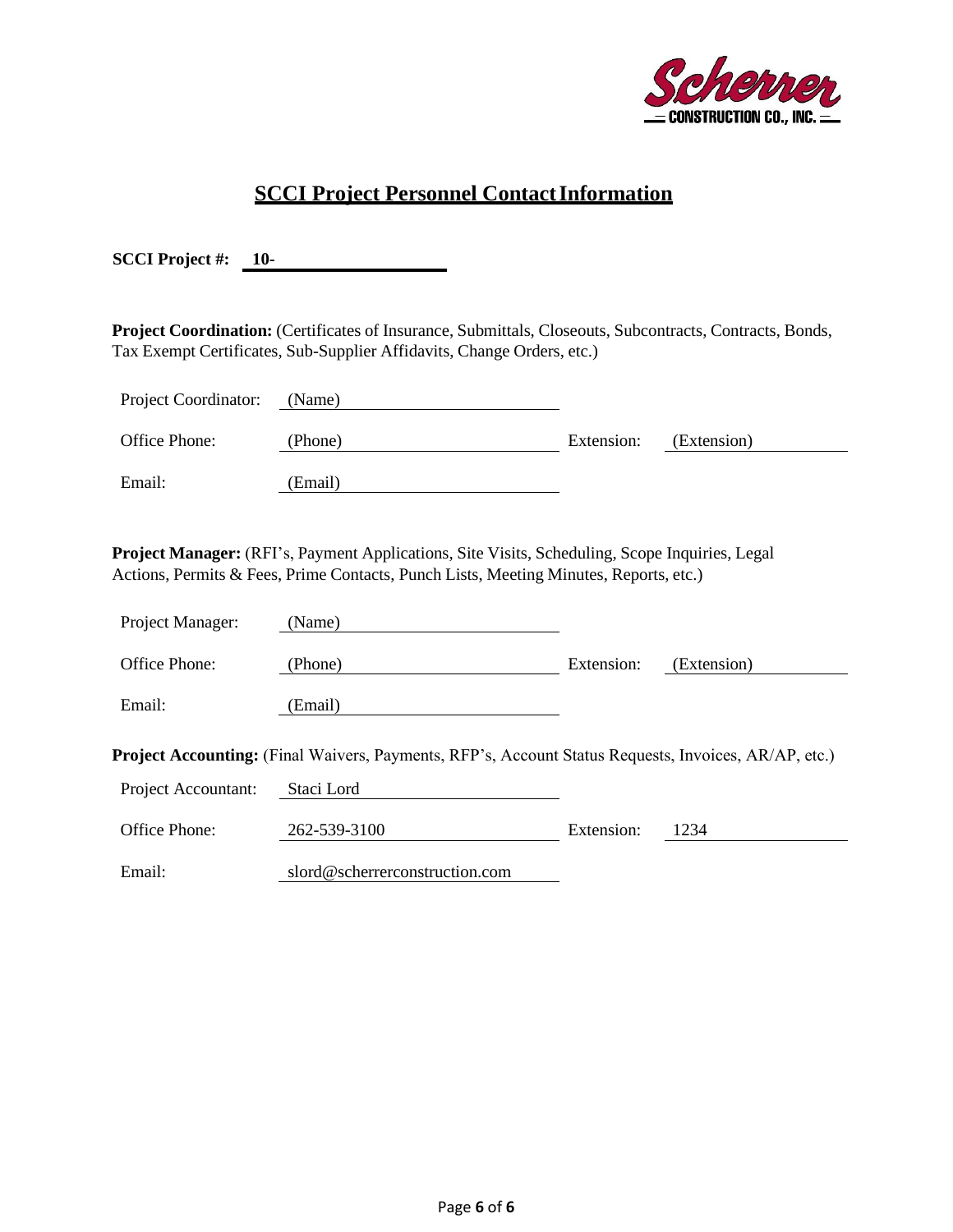Scherrer CONSTRUCTION CO., INC.

# SCCI Project Personnel Contact Information

**SCCI Project #: 10-**

**Project Coordination:** (Certificates of Insurance, Submittals, Closeouts, Subcontracts, Contracts, Bonds, Tax Exempt Certificates, Sub-Supplier Affidavits, Change Orders, etc.)

| | | | |
|---|---|---|---|
| Project Coordinator: | (Name) | | |
| Office Phone: | (Phone) | Extension: | (Extension) |
| Email: | (Email) | | |

**Project Manager:** (RFI's, Payment Applications, Site Visits, Scheduling, Scope Inquiries, Legal Actions, Permits & Fees, Prime Contacts, Punch Lists, Meeting Minutes, Reports, etc.)

| | | | |
|---|---|---|---|
| Project Manager: | (Name) | | |
| Office Phone: | (Phone) | Extension: | (Extension) |
| Email: | (Email) | | |

**Project Accounting:** (Final Waivers, Payments, RFP's, Account Status Requests, Invoices, AR/AP, etc.)

| | | | |
|---|---|---|---|
| Project Accountant: | Staci Lord | | |
| Office Phone: | 262-539-3100 | Extension: | 1234 |
| Email: | slord@scherrerconstruction.com | | |